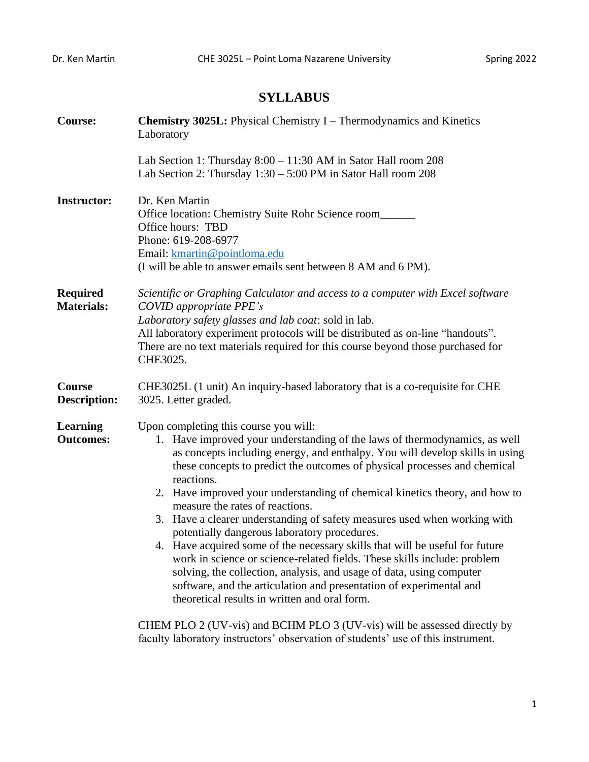# SYLLABUS

**Course:** **Chemistry 3025L:** Physical Chemistry I – Thermodynamics and Kinetics Laboratory

Lab Section 1: Thursday 8:00 – 11:30 AM in Sator Hall room 208
Lab Section 2: Thursday 1:30 – 5:00 PM in Sator Hall room 208

**Instructor:** Dr. Ken Martin
Office location: Chemistry Suite Rohr Science room______
Office hours: TBD
Phone: 619-208-6977
Email: kmartin@pointloma.edu
(I will be able to answer emails sent between 8 AM and 6 PM).

**Required Materials:** *Scientific or Graphing Calculator and access to a computer with Excel software*
*COVID appropriate PPE's*
*Laboratory safety glasses and lab coat*: sold in lab.
All laboratory experiment protocols will be distributed as on-line "handouts". There are no text materials required for this course beyond those purchased for CHE3025.

**Course Description:** CHE3025L (1 unit) An inquiry-based laboratory that is a co-requisite for CHE 3025. Letter graded.

**Learning Outcomes:** Upon completing this course you will:

1. Have improved your understanding of the laws of thermodynamics, as well as concepts including energy, and enthalpy. You will develop skills in using these concepts to predict the outcomes of physical processes and chemical reactions.
2. Have improved your understanding of chemical kinetics theory, and how to measure the rates of reactions.
3. Have a clearer understanding of safety measures used when working with potentially dangerous laboratory procedures.
4. Have acquired some of the necessary skills that will be useful for future work in science or science-related fields. These skills include: problem solving, the collection, analysis, and usage of data, using computer software, and the articulation and presentation of experimental and theoretical results in written and oral form.

CHEM PLO 2 (UV-vis) and BCHM PLO 3 (UV-vis) will be assessed directly by faculty laboratory instructors' observation of students' use of this instrument.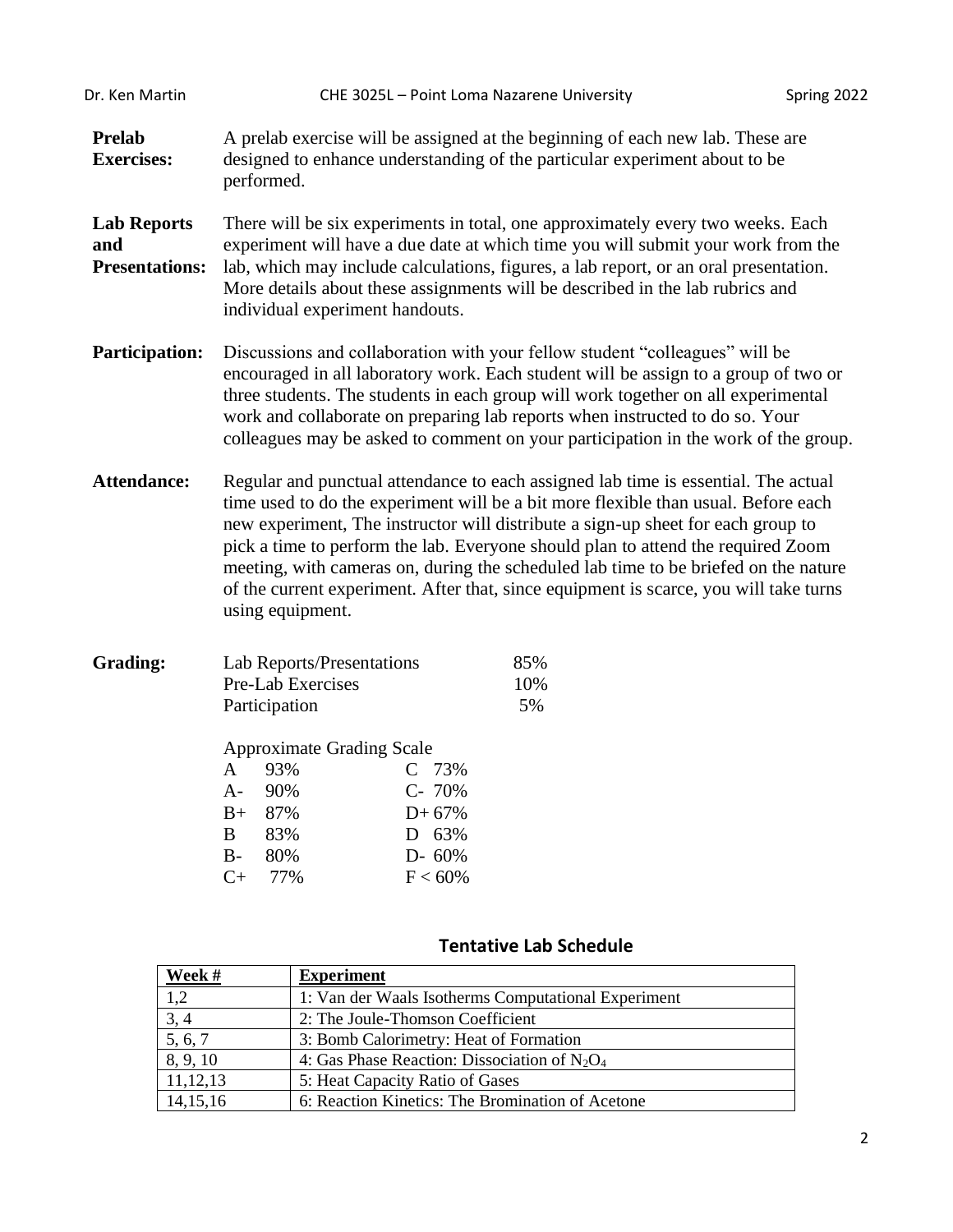**Prelab Exercises:** A prelab exercise will be assigned at the beginning of each new lab. These are designed to enhance understanding of the particular experiment about to be performed.

**Lab Reports and Presentations:** There will be six experiments in total, one approximately every two weeks. Each experiment will have a due date at which time you will submit your work from the lab, which may include calculations, figures, a lab report, or an oral presentation. More details about these assignments will be described in the lab rubrics and individual experiment handouts.

**Participation:** Discussions and collaboration with your fellow student "colleagues" will be encouraged in all laboratory work. Each student will be assign to a group of two or three students. The students in each group will work together on all experimental work and collaborate on preparing lab reports when instructed to do so. Your colleagues may be asked to comment on your participation in the work of the group.

**Attendance:** Regular and punctual attendance to each assigned lab time is essential. The actual time used to do the experiment will be a bit more flexible than usual. Before each new experiment, The instructor will distribute a sign-up sheet for each group to pick a time to perform the lab. Everyone should plan to attend the required Zoom meeting, with cameras on, during the scheduled lab time to be briefed on the nature of the current experiment. After that, since equipment is scarce, you will take turns using equipment.

**Grading:**

| | |
|---|---|
| Lab Reports/Presentations | 85% |
| Pre-Lab Exercises | 10% |
| Participation | 5% |

Approximate Grading Scale

| | | | |
|---|---|---|---|
| A | 93% | C | 73% |
| A- | 90% | C- | 70% |
| B+ | 87% | D+ | 67% |
| B | 83% | D | 63% |
| B- | 80% | D- | 60% |
| C+ | 77% | F | < 60% |

## Tentative Lab Schedule

| Week # | Experiment |
|---|---|
| 1,2 | 1: Van der Waals Isotherms Computational Experiment |
| 3, 4 | 2: The Joule-Thomson Coefficient |
| 5, 6, 7 | 3: Bomb Calorimetry: Heat of Formation |
| 8, 9, 10 | 4: Gas Phase Reaction: Dissociation of $N_2O_4$ |
| 11,12,13 | 5: Heat Capacity Ratio of Gases |
| 14,15,16 | 6: Reaction Kinetics: The Bromination of Acetone |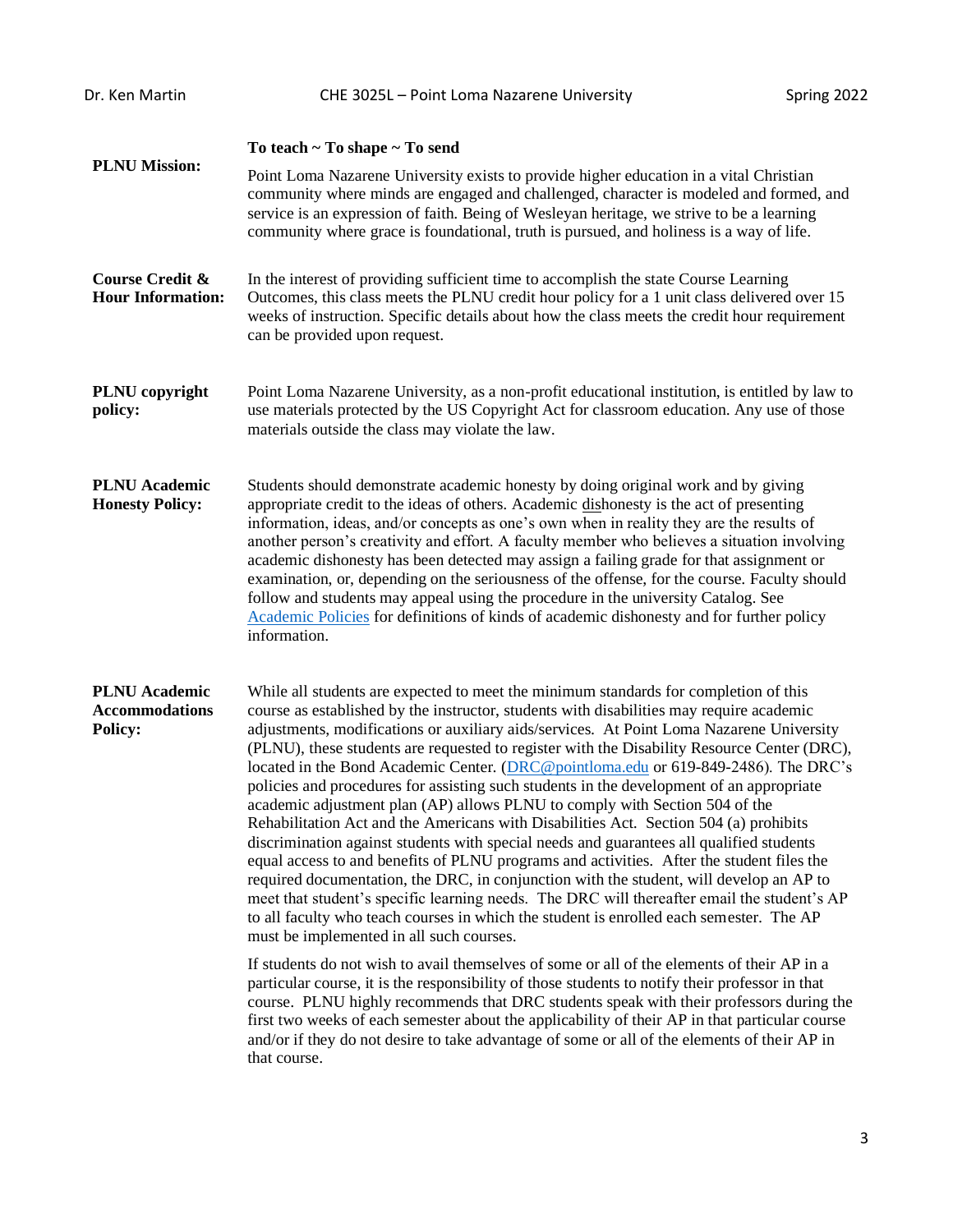**PLNU Mission:**

**To teach ~ To shape ~ To send**

Point Loma Nazarene University exists to provide higher education in a vital Christian community where minds are engaged and challenged, character is modeled and formed, and service is an expression of faith. Being of Wesleyan heritage, we strive to be a learning community where grace is foundational, truth is pursued, and holiness is a way of life.

**Course Credit & Hour Information:**

In the interest of providing sufficient time to accomplish the state Course Learning Outcomes, this class meets the PLNU credit hour policy for a 1 unit class delivered over 15 weeks of instruction. Specific details about how the class meets the credit hour requirement can be provided upon request.

**PLNU copyright policy:**

Point Loma Nazarene University, as a non-profit educational institution, is entitled by law to use materials protected by the US Copyright Act for classroom education. Any use of those materials outside the class may violate the law.

**PLNU Academic Honesty Policy:**

Students should demonstrate academic honesty by doing original work and by giving appropriate credit to the ideas of others. Academic dishonesty is the act of presenting information, ideas, and/or concepts as one's own when in reality they are the results of another person's creativity and effort. A faculty member who believes a situation involving academic dishonesty has been detected may assign a failing grade for that assignment or examination, or, depending on the seriousness of the offense, for the course. Faculty should follow and students may appeal using the procedure in the university Catalog. See Academic Policies for definitions of kinds of academic dishonesty and for further policy information.

**PLNU Academic Accommodations Policy:**

While all students are expected to meet the minimum standards for completion of this course as established by the instructor, students with disabilities may require academic adjustments, modifications or auxiliary aids/services. At Point Loma Nazarene University (PLNU), these students are requested to register with the Disability Resource Center (DRC), located in the Bond Academic Center. (DRC@pointloma.edu or 619-849-2486). The DRC's policies and procedures for assisting such students in the development of an appropriate academic adjustment plan (AP) allows PLNU to comply with Section 504 of the Rehabilitation Act and the Americans with Disabilities Act. Section 504 (a) prohibits discrimination against students with special needs and guarantees all qualified students equal access to and benefits of PLNU programs and activities. After the student files the required documentation, the DRC, in conjunction with the student, will develop an AP to meet that student's specific learning needs. The DRC will thereafter email the student's AP to all faculty who teach courses in which the student is enrolled each semester. The AP must be implemented in all such courses.

If students do not wish to avail themselves of some or all of the elements of their AP in a particular course, it is the responsibility of those students to notify their professor in that course. PLNU highly recommends that DRC students speak with their professors during the first two weeks of each semester about the applicability of their AP in that particular course and/or if they do not desire to take advantage of some or all of the elements of their AP in that course.